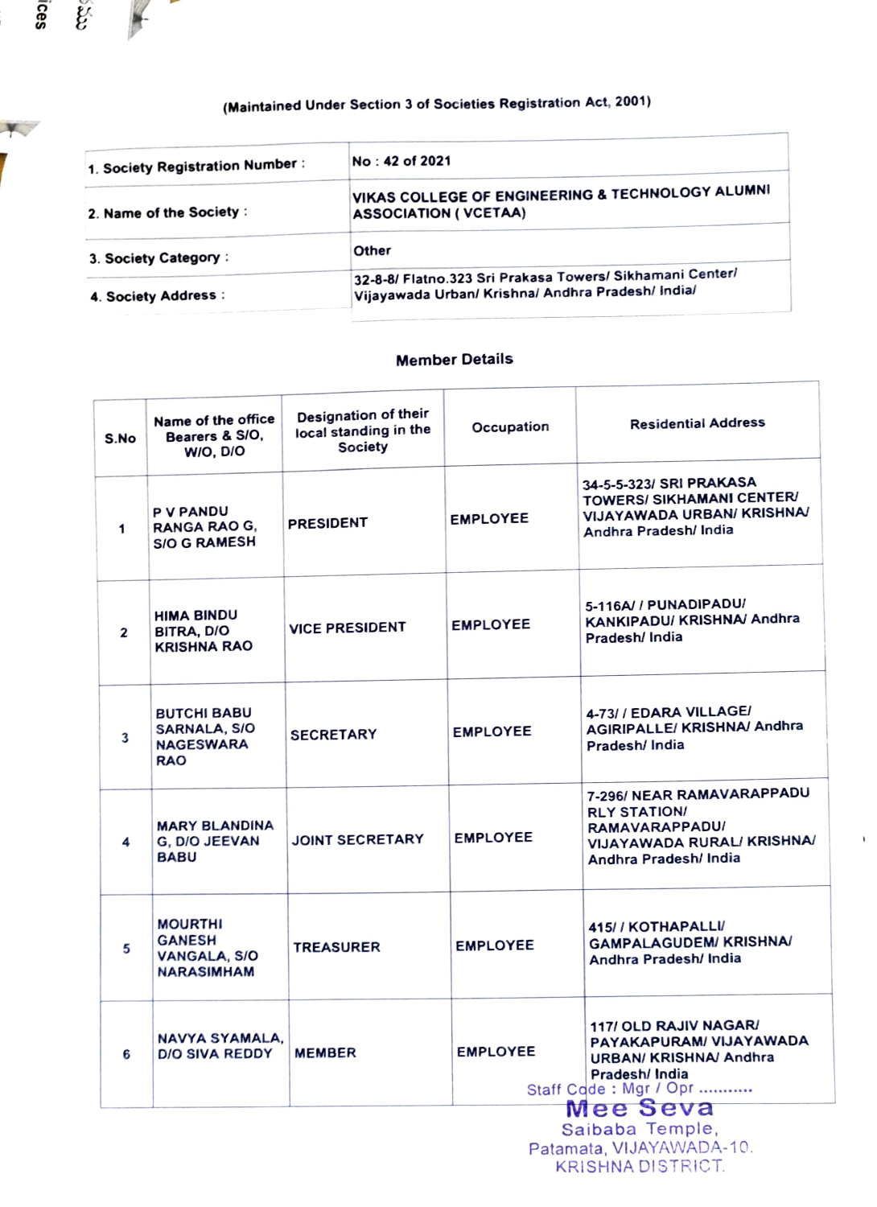(Maintained Under Section 3 of Societies Registration Act, 2001)

| | |
|---|---|
| 1. Society Registration Number : | No : 42 of 2021 |
| 2. Name of the Society : | VIKAS COLLEGE OF ENGINEERING & TECHNOLOGY ALUMNI ASSOCIATION ( VCETAA) |
| 3. Society Category : | Other |
| 4. Society Address : | 32-8-8/ Flatno.323 Sri Prakasa Towers/ Sikhamani Center/ Vijayawada Urban/ Krishna/ Andhra Pradesh/ India/ |

## Member Details

| S.No | Name of the office Bearers & S/O, W/O, D/O | Designation of their local standing in the Society | Occupation | Residential Address |
|---|---|---|---|---|
| 1 | P V PANDU RANGA RAO G, S/O G RAMESH | PRESIDENT | EMPLOYEE | 34-5-5-323/ SRI PRAKASA TOWERS/ SIKHAMANI CENTER/ VIJAYAWADA URBAN/ KRISHNA/ Andhra Pradesh/ India |
| 2 | HIMA BINDU BITRA, D/O KRISHNA RAO | VICE PRESIDENT | EMPLOYEE | 5-116A/ / PUNADIPADU/ KANKIPADU/ KRISHNA/ Andhra Pradesh/ India |
| 3 | BUTCHI BABU SARNALA, S/O NAGESWARA RAO | SECRETARY | EMPLOYEE | 4-73/ / EDARA VILLAGE/ AGIRIPALLE/ KRISHNA/ Andhra Pradesh/ India |
| 4 | MARY BLANDINA G, D/O JEEVAN BABU | JOINT SECRETARY | EMPLOYEE | 7-296/ NEAR RAMAVARAPPADU RLY STATION/ RAMAVARAPPADU/ VIJAYAWADA RURAL/ KRISHNA/ Andhra Pradesh/ India |
| 5 | MOURTHI GANESH VANGALA, S/O NARASIMHAM | TREASURER | EMPLOYEE | 415/ / KOTHAPALLI/ GAMPALAGUDEM/ KRISHNA/ Andhra Pradesh/ India |
| 6 | NAVYA SYAMALA, D/O SIVA REDDY | MEMBER | EMPLOYEE | 117/ OLD RAJIV NAGAR/ PAYAKAPURAM/ VIJAYAWADA URBAN/ KRISHNA/ Andhra Pradesh/ India |

Staff Code : Mgr / Opr ..........
Mee Seva
Saibaba Temple,
Patamata, VIJAYAWADA-10.
KRISHNA DISTRICT.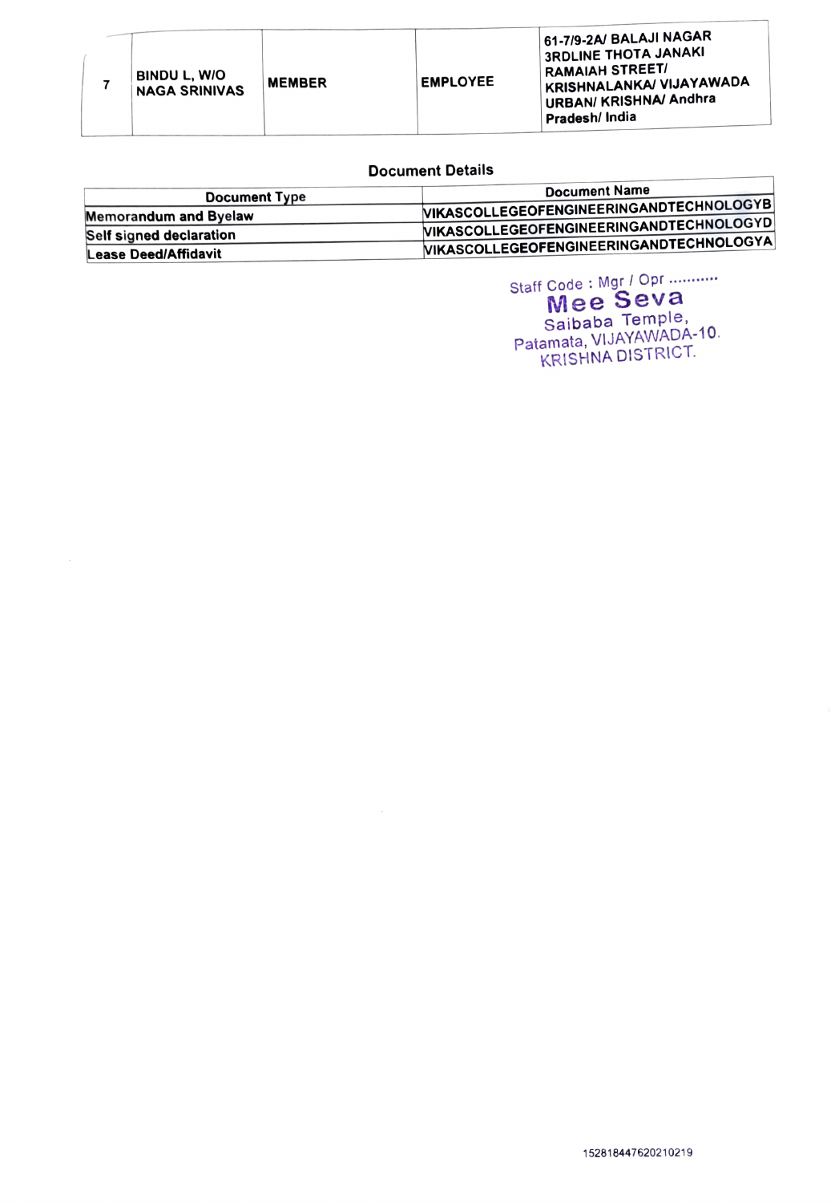| | | | | |
|---|---|---|---|---|
| 7 | BINDU L, W/O NAGA SRINIVAS | MEMBER | EMPLOYEE | 61-7/9-2A/ BALAJI NAGAR 3RDLINE THOTA JANAKI RAMAIAH STREET/ KRISHNALANKA/ VIJAYAWADA URBAN/ KRISHNA/ Andhra Pradesh/ India |

## Document Details

| Document Type | Document Name |
|---|---|
| Memorandum and Byelaw | VIKASCOLLEGEOFENGINEERINGANDTECHNOLOGYB |
| Self signed declaration | VIKASCOLLEGEOFENGINEERINGANDTECHNOLOGYD |
| Lease Deed/Affidavit | VIKASCOLLEGEOFENGINEERINGANDTECHNOLOGYA |

Staff Code : Mgr / Opr ...........
Mee Seva
Saibaba Temple,
Patamata, VIJAYAWADA-10.
KRISHNA DISTRICT.

152818447620210219